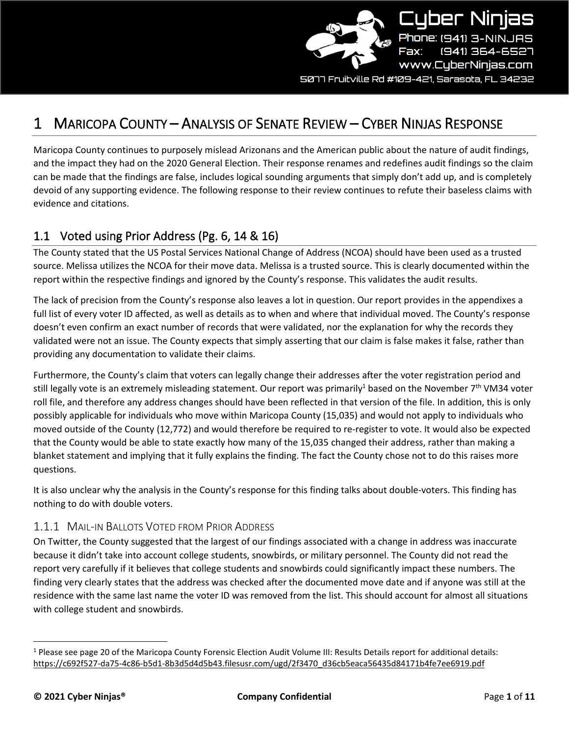# 1 MARICOPA COUNTY – ANALYSIS OF SENATE REVIEW – CYBER NINJAS RESPONSE

Maricopa County continues to purposely mislead Arizonans and the American public about the nature of audit findings, and the impact they had on the 2020 General Election. Their response renames and redefines audit findings so the claim can be made that the findings are false, includes logical sounding arguments that simply don't add up, and is completely devoid of any supporting evidence. The following response to their review continues to refute their baseless claims with evidence and citations.

## 1.1 Voted using Prior Address (Pg. 6, 14 & 16)

The County stated that the US Postal Services National Change of Address (NCOA) should have been used as a trusted source. Melissa utilizes the NCOA for their move data. Melissa is a trusted source. This is clearly documented within the report within the respective findings and ignored by the County's response. This validates the audit results.

The lack of precision from the County's response also leaves a lot in question. Our report provides in the appendixes a full list of every voter ID affected, as well as details as to when and where that individual moved. The County's response doesn't even confirm an exact number of records that were validated, nor the explanation for why the records they validated were not an issue. The County expects that simply asserting that our claim is false makes it false, rather than providing any documentation to validate their claims.

Furthermore, the County's claim that voters can legally change their addresses after the voter registration period and still legally vote is an extremely misleading statement. Our report was primarily[1] based on the November 7th VM34 voter roll file, and therefore any address changes should have been reflected in that version of the file. In addition, this is only possibly applicable for individuals who move within Maricopa County (15,035) and would not apply to individuals who moved outside of the County (12,772) and would therefore be required to re-register to vote. It would also be expected that the County would be able to state exactly how many of the 15,035 changed their address, rather than making a blanket statement and implying that it fully explains the finding. The fact the County chose not to do this raises more questions.

It is also unclear why the analysis in the County's response for this finding talks about double-voters. This finding has nothing to do with double voters.

### 1.1.1 MAIL-IN BALLOTS VOTED FROM PRIOR ADDRESS

On Twitter, the County suggested that the largest of our findings associated with a change in address was inaccurate because it didn't take into account college students, snowbirds, or military personnel. The County did not read the report very carefully if it believes that college students and snowbirds could significantly impact these numbers. The finding very clearly states that the address was checked after the documented move date and if anyone was still at the residence with the same last name the voter ID was removed from the list. This should account for almost all situations with college student and snowbirds.

---

[1] Please see page 20 of the Maricopa County Forensic Election Audit Volume III: Results Details report for additional details: https://c692f527-da75-4c86-b5d1-8b3d5d4d5b43.filesusr.com/ugd/2f3470_d36cb5eaca56435d84171b4fe7ee6919.pdf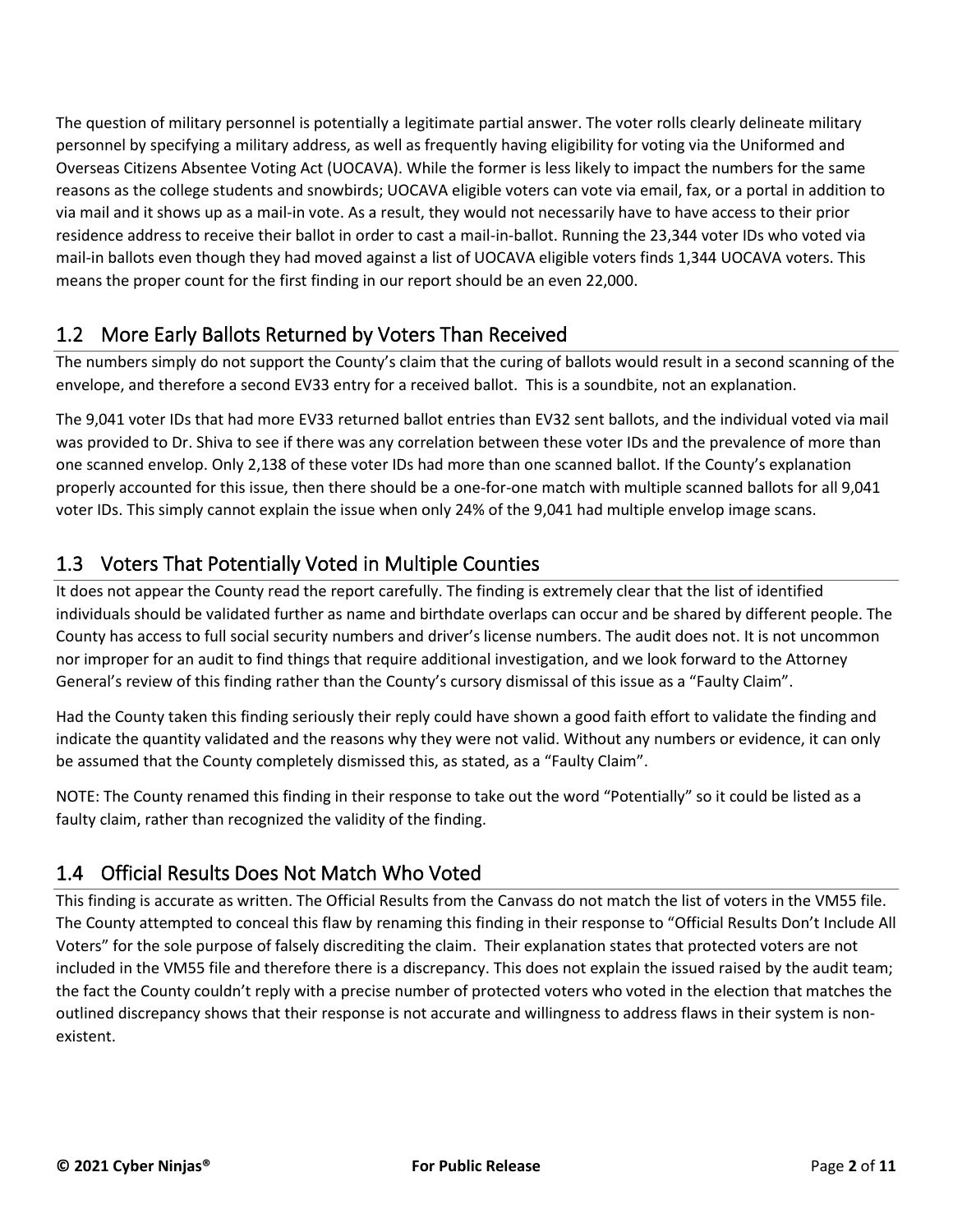The question of military personnel is potentially a legitimate partial answer. The voter rolls clearly delineate military personnel by specifying a military address, as well as frequently having eligibility for voting via the Uniformed and Overseas Citizens Absentee Voting Act (UOCAVA). While the former is less likely to impact the numbers for the same reasons as the college students and snowbirds; UOCAVA eligible voters can vote via email, fax, or a portal in addition to via mail and it shows up as a mail-in vote. As a result, they would not necessarily have to have access to their prior residence address to receive their ballot in order to cast a mail-in-ballot. Running the 23,344 voter IDs who voted via mail-in ballots even though they had moved against a list of UOCAVA eligible voters finds 1,344 UOCAVA voters. This means the proper count for the first finding in our report should be an even 22,000.

## 1.2 More Early Ballots Returned by Voters Than Received

The numbers simply do not support the County's claim that the curing of ballots would result in a second scanning of the envelope, and therefore a second EV33 entry for a received ballot. This is a soundbite, not an explanation.

The 9,041 voter IDs that had more EV33 returned ballot entries than EV32 sent ballots, and the individual voted via mail was provided to Dr. Shiva to see if there was any correlation between these voter IDs and the prevalence of more than one scanned envelop. Only 2,138 of these voter IDs had more than one scanned ballot. If the County's explanation properly accounted for this issue, then there should be a one-for-one match with multiple scanned ballots for all 9,041 voter IDs. This simply cannot explain the issue when only 24% of the 9,041 had multiple envelop image scans.

## 1.3 Voters That Potentially Voted in Multiple Counties

It does not appear the County read the report carefully. The finding is extremely clear that the list of identified individuals should be validated further as name and birthdate overlaps can occur and be shared by different people. The County has access to full social security numbers and driver's license numbers. The audit does not. It is not uncommon nor improper for an audit to find things that require additional investigation, and we look forward to the Attorney General's review of this finding rather than the County's cursory dismissal of this issue as a "Faulty Claim".

Had the County taken this finding seriously their reply could have shown a good faith effort to validate the finding and indicate the quantity validated and the reasons why they were not valid. Without any numbers or evidence, it can only be assumed that the County completely dismissed this, as stated, as a "Faulty Claim".

NOTE: The County renamed this finding in their response to take out the word "Potentially" so it could be listed as a faulty claim, rather than recognized the validity of the finding.

## 1.4 Official Results Does Not Match Who Voted

This finding is accurate as written. The Official Results from the Canvass do not match the list of voters in the VM55 file. The County attempted to conceal this flaw by renaming this finding in their response to "Official Results Don't Include All Voters" for the sole purpose of falsely discrediting the claim. Their explanation states that protected voters are not included in the VM55 file and therefore there is a discrepancy. This does not explain the issued raised by the audit team; the fact the County couldn't reply with a precise number of protected voters who voted in the election that matches the outlined discrepancy shows that their response is not accurate and willingness to address flaws in their system is non-existent.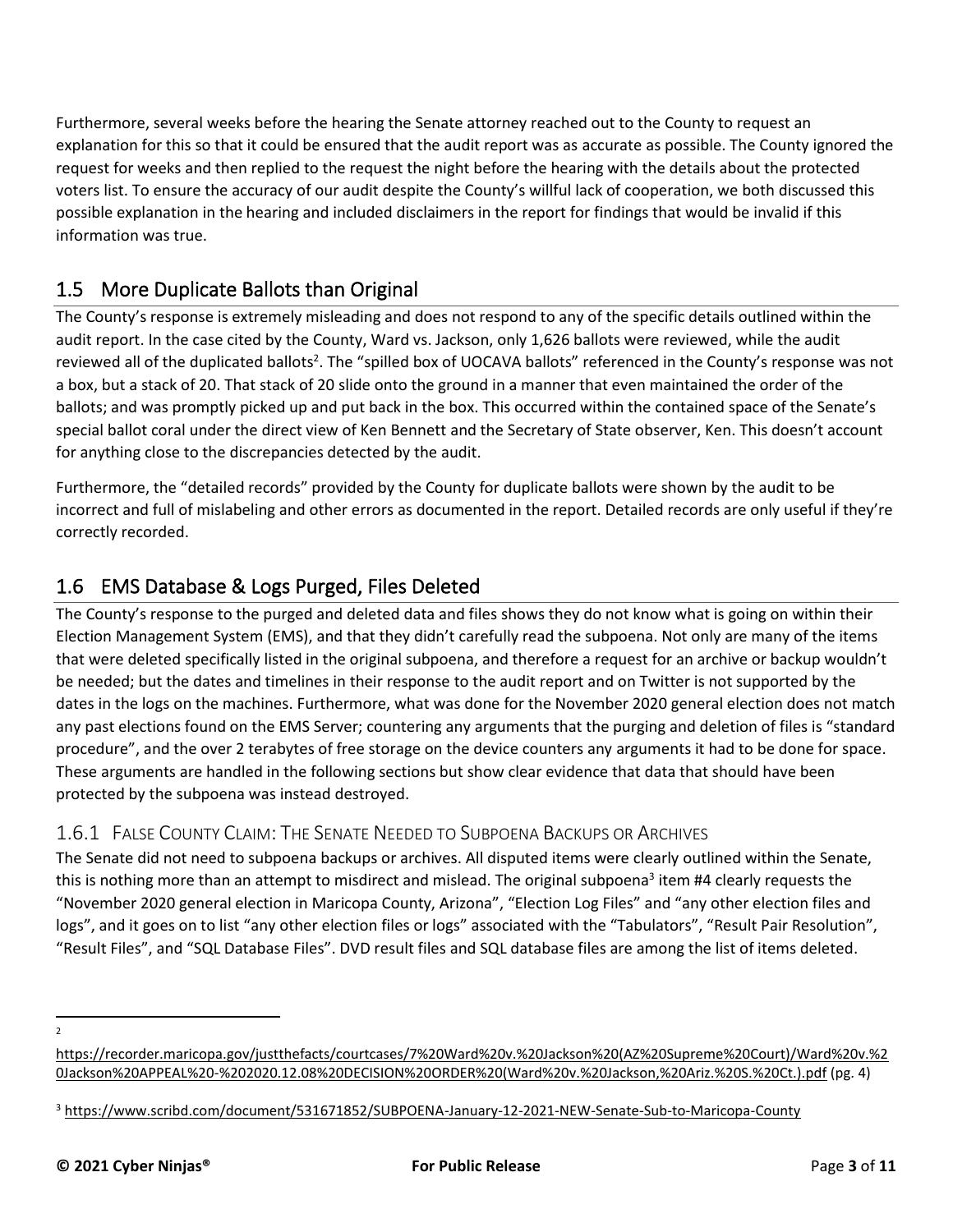Furthermore, several weeks before the hearing the Senate attorney reached out to the County to request an explanation for this so that it could be ensured that the audit report was as accurate as possible. The County ignored the request for weeks and then replied to the request the night before the hearing with the details about the protected voters list. To ensure the accuracy of our audit despite the County's willful lack of cooperation, we both discussed this possible explanation in the hearing and included disclaimers in the report for findings that would be invalid if this information was true.

## 1.5 More Duplicate Ballots than Original

The County's response is extremely misleading and does not respond to any of the specific details outlined within the audit report. In the case cited by the County, Ward vs. Jackson, only 1,626 ballots were reviewed, while the audit reviewed all of the duplicated ballots[2]. The "spilled box of UOCAVA ballots" referenced in the County's response was not a box, but a stack of 20. That stack of 20 slide onto the ground in a manner that even maintained the order of the ballots; and was promptly picked up and put back in the box. This occurred within the contained space of the Senate's special ballot coral under the direct view of Ken Bennett and the Secretary of State observer, Ken. This doesn't account for anything close to the discrepancies detected by the audit.

Furthermore, the "detailed records" provided by the County for duplicate ballots were shown by the audit to be incorrect and full of mislabeling and other errors as documented in the report. Detailed records are only useful if they're correctly recorded.

## 1.6 EMS Database & Logs Purged, Files Deleted

The County's response to the purged and deleted data and files shows they do not know what is going on within their Election Management System (EMS), and that they didn't carefully read the subpoena. Not only are many of the items that were deleted specifically listed in the original subpoena, and therefore a request for an archive or backup wouldn't be needed; but the dates and timelines in their response to the audit report and on Twitter is not supported by the dates in the logs on the machines. Furthermore, what was done for the November 2020 general election does not match any past elections found on the EMS Server; countering any arguments that the purging and deletion of files is "standard procedure", and the over 2 terabytes of free storage on the device counters any arguments it had to be done for space. These arguments are handled in the following sections but show clear evidence that data that should have been protected by the subpoena was instead destroyed.

### 1.6.1 False County Claim: The Senate Needed to Subpoena Backups or Archives

The Senate did not need to subpoena backups or archives. All disputed items were clearly outlined within the Senate, this is nothing more than an attempt to misdirect and mislead. The original subpoena[3] item #4 clearly requests the "November 2020 general election in Maricopa County, Arizona", "Election Log Files" and "any other election files and logs", and it goes on to list "any other election files or logs" associated with the "Tabulators", "Result Pair Resolution", "Result Files", and "SQL Database Files". DVD result files and SQL database files are among the list of items deleted.

---

[2] https://recorder.maricopa.gov/justthefacts/courtcases/7%20Ward%20v.%20Jackson%20(AZ%20Supreme%20Court)/Ward%20v.%20Jackson%20APPEAL%20-%202020.12.08%20DECISION%20ORDER%20(Ward%20v.%20Jackson,%20Ariz.%20S.%20Ct.).pdf (pg. 4)

[3] https://www.scribd.com/document/531671852/SUBPOENA-January-12-2021-NEW-Senate-Sub-to-Maricopa-County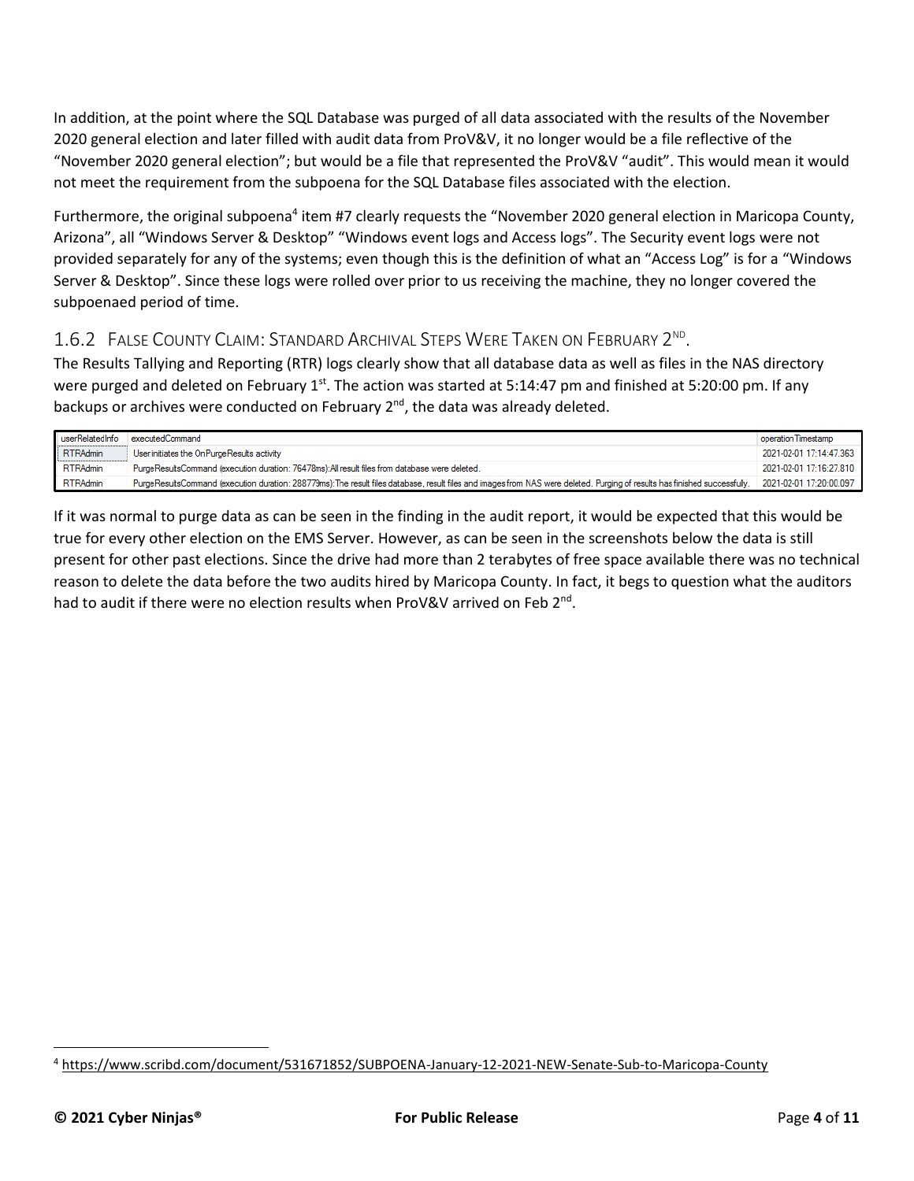In addition, at the point where the SQL Database was purged of all data associated with the results of the November 2020 general election and later filled with audit data from ProV&V, it no longer would be a file reflective of the "November 2020 general election"; but would be a file that represented the ProV&V "audit". This would mean it would not meet the requirement from the subpoena for the SQL Database files associated with the election.

Furthermore, the original subpoena[4] item #7 clearly requests the "November 2020 general election in Maricopa County, Arizona", all "Windows Server & Desktop" "Windows event logs and Access logs". The Security event logs were not provided separately for any of the systems; even though this is the definition of what an "Access Log" is for a "Windows Server & Desktop". Since these logs were rolled over prior to us receiving the machine, they no longer covered the subpoenaed period of time.

### 1.6.2 False County Claim: Standard Archival Steps Were Taken on February 2nd.

The Results Tallying and Reporting (RTR) logs clearly show that all database data as well as files in the NAS directory were purged and deleted on February 1st. The action was started at 5:14:47 pm and finished at 5:20:00 pm. If any backups or archives were conducted on February 2nd, the data was already deleted.

| userRelatedInfo | executedCommand | operationTimestamp |
|---|---|---|
| RTRAdmin | User initiates the OnPurgeResults activity | 2021-02-01 17:14:47.363 |
| RTRAdmin | PurgeResultsCommand (execution duration: 76478ms):All result files from database were deleted. | 2021-02-01 17:16:27.810 |
| RTRAdmin | PurgeResultsCommand (execution duration: 288779ms):The result files database, result files and images from NAS were deleted. Purging of results has finished successfully. | 2021-02-01 17:20:00.097 |

If it was normal to purge data as can be seen in the finding in the audit report, it would be expected that this would be true for every other election on the EMS Server. However, as can be seen in the screenshots below the data is still present for other past elections. Since the drive had more than 2 terabytes of free space available there was no technical reason to delete the data before the two audits hired by Maricopa County. In fact, it begs to question what the auditors had to audit if there were no election results when ProV&V arrived on Feb 2nd.

---

[4] https://www.scribd.com/document/531671852/SUBPOENA-January-12-2021-NEW-Senate-Sub-to-Maricopa-County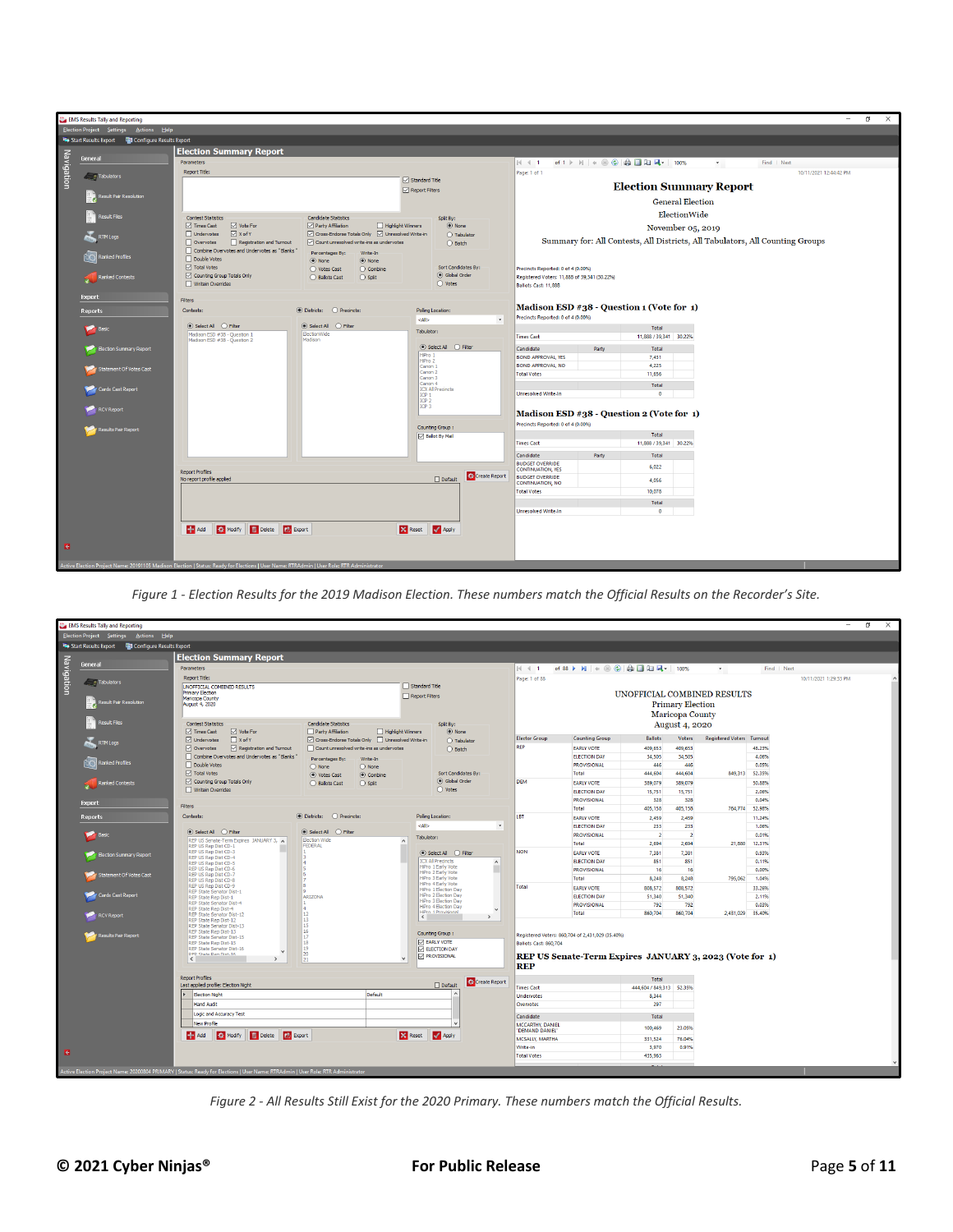*Figure 1 - Election Results for the 2019 Madison Election. These numbers match the Official Results on the Recorder's Site.*

*Figure 2 - All Results Still Exist for the 2020 Primary. These numbers match the Official Results.*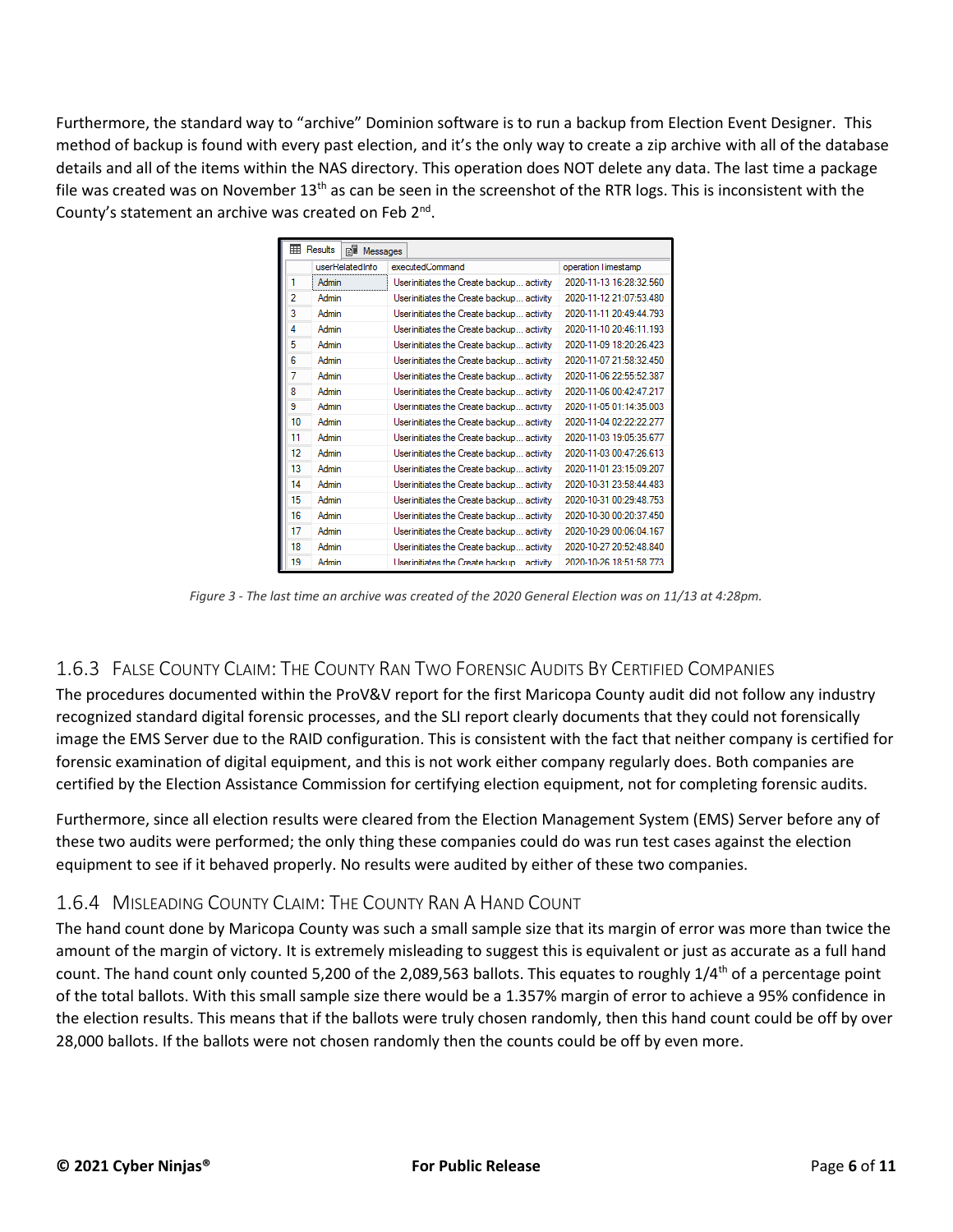Furthermore, the standard way to "archive" Dominion software is to run a backup from Election Event Designer. This method of backup is found with every past election, and it's the only way to create a zip archive with all of the database details and all of the items within the NAS directory. This operation does NOT delete any data. The last time a package file was created was on November 13th as can be seen in the screenshot of the RTR logs. This is inconsistent with the County's statement an archive was created on Feb 2nd.

| | userRelatedInfo | executedCommand | operation Timestamp |
|---|---|---|---|
| 1 | Admin | User initiates the Create backup... activity | 2020-11-13 16:28:32.560 |
| 2 | Admin | User initiates the Create backup... activity | 2020-11-12 21:07:53.480 |
| 3 | Admin | User initiates the Create backup... activity | 2020-11-11 20:49:44.793 |
| 4 | Admin | User initiates the Create backup... activity | 2020-11-10 20:46:11.193 |
| 5 | Admin | User initiates the Create backup... activity | 2020-11-09 18:20:26.423 |
| 6 | Admin | User initiates the Create backup... activity | 2020-11-07 21:58:32.450 |
| 7 | Admin | User initiates the Create backup... activity | 2020-11-06 22:55:52.387 |
| 8 | Admin | User initiates the Create backup... activity | 2020-11-06 00:42:47.217 |
| 9 | Admin | User initiates the Create backup... activity | 2020-11-05 01:14:35.003 |
| 10 | Admin | User initiates the Create backup... activity | 2020-11-04 02:22:22.277 |
| 11 | Admin | User initiates the Create backup... activity | 2020-11-03 19:05:35.677 |
| 12 | Admin | User initiates the Create backup... activity | 2020-11-03 00:47:26.613 |
| 13 | Admin | User initiates the Create backup... activity | 2020-11-01 23:15:09.207 |
| 14 | Admin | User initiates the Create backup... activity | 2020-10-31 23:58:44.483 |
| 15 | Admin | User initiates the Create backup... activity | 2020-10-31 00:29:48.753 |
| 16 | Admin | User initiates the Create backup... activity | 2020-10-30 00:20:37.450 |
| 17 | Admin | User initiates the Create backup... activity | 2020-10-29 00:06:04.167 |
| 18 | Admin | User initiates the Create backup... activity | 2020-10-27 20:52:48.840 |
| 19 | Admin | User initiates the Create backup... activity | 2020-10-26 18:51:58.773 |

*Figure 3 - The last time an archive was created of the 2020 General Election was on 11/13 at 4:28pm.*

### 1.6.3 False County Claim: The County Ran Two Forensic Audits By Certified Companies

The procedures documented within the ProV&V report for the first Maricopa County audit did not follow any industry recognized standard digital forensic processes, and the SLI report clearly documents that they could not forensically image the EMS Server due to the RAID configuration. This is consistent with the fact that neither company is certified for forensic examination of digital equipment, and this is not work either company regularly does. Both companies are certified by the Election Assistance Commission for certifying election equipment, not for completing forensic audits.

Furthermore, since all election results were cleared from the Election Management System (EMS) Server before any of these two audits were performed; the only thing these companies could do was run test cases against the election equipment to see if it behaved properly. No results were audited by either of these two companies.

### 1.6.4 Misleading County Claim: The County Ran A Hand Count

The hand count done by Maricopa County was such a small sample size that its margin of error was more than twice the amount of the margin of victory. It is extremely misleading to suggest this is equivalent or just as accurate as a full hand count. The hand count only counted 5,200 of the 2,089,563 ballots. This equates to roughly 1/4th of a percentage point of the total ballots. With this small sample size there would be a 1.357% margin of error to achieve a 95% confidence in the election results. This means that if the ballots were truly chosen randomly, then this hand count could be off by over 28,000 ballots. If the ballots were not chosen randomly then the counts could be off by even more.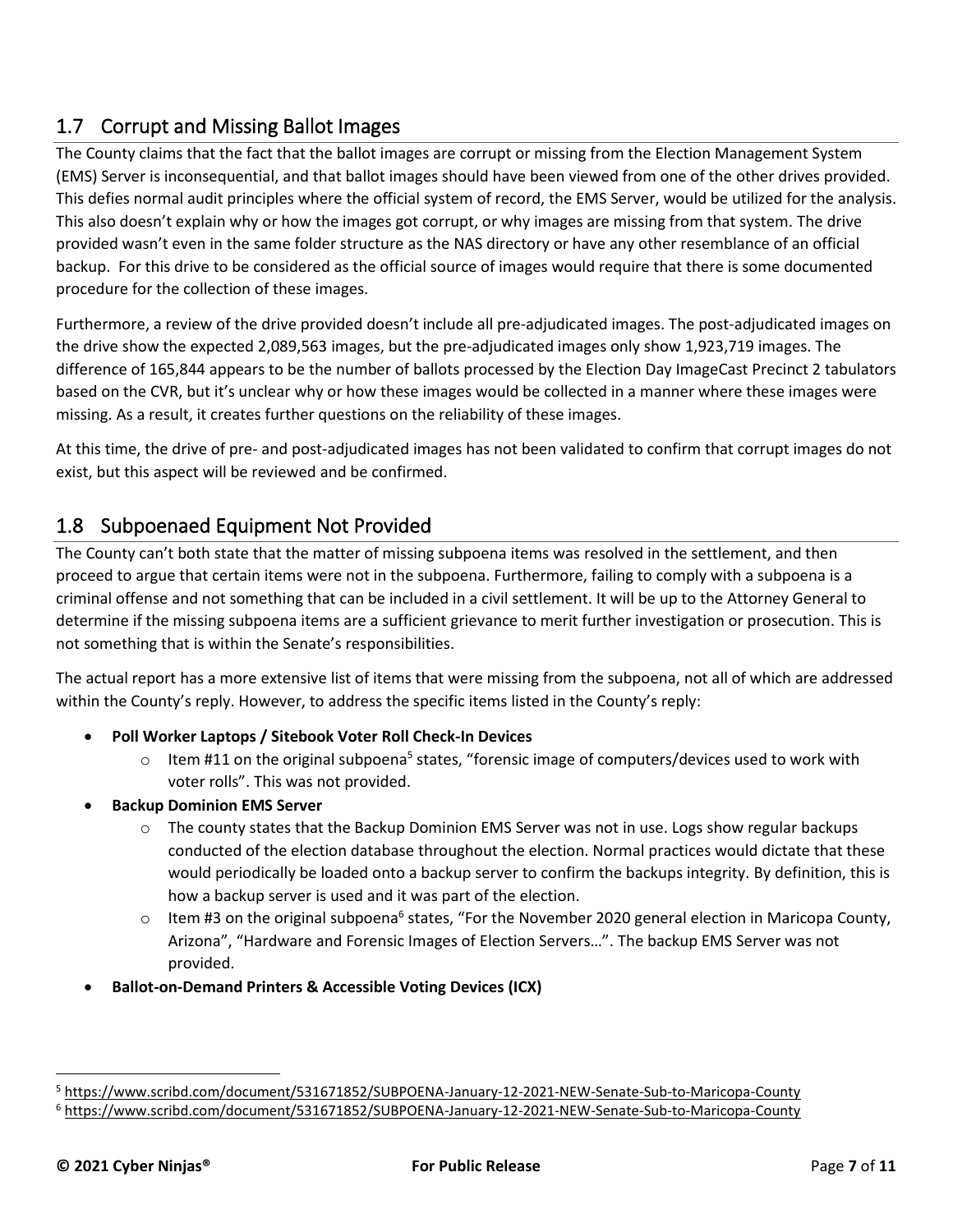## 1.7 Corrupt and Missing Ballot Images

The County claims that the fact that the ballot images are corrupt or missing from the Election Management System (EMS) Server is inconsequential, and that ballot images should have been viewed from one of the other drives provided. This defies normal audit principles where the official system of record, the EMS Server, would be utilized for the analysis. This also doesn't explain why or how the images got corrupt, or why images are missing from that system. The drive provided wasn't even in the same folder structure as the NAS directory or have any other resemblance of an official backup. For this drive to be considered as the official source of images would require that there is some documented procedure for the collection of these images.

Furthermore, a review of the drive provided doesn't include all pre-adjudicated images. The post-adjudicated images on the drive show the expected 2,089,563 images, but the pre-adjudicated images only show 1,923,719 images. The difference of 165,844 appears to be the number of ballots processed by the Election Day ImageCast Precinct 2 tabulators based on the CVR, but it's unclear why or how these images would be collected in a manner where these images were missing. As a result, it creates further questions on the reliability of these images.

At this time, the drive of pre- and post-adjudicated images has not been validated to confirm that corrupt images do not exist, but this aspect will be reviewed and be confirmed.

## 1.8 Subpoenaed Equipment Not Provided

The County can't both state that the matter of missing subpoena items was resolved in the settlement, and then proceed to argue that certain items were not in the subpoena. Furthermore, failing to comply with a subpoena is a criminal offense and not something that can be included in a civil settlement. It will be up to the Attorney General to determine if the missing subpoena items are a sufficient grievance to merit further investigation or prosecution. This is not something that is within the Senate's responsibilities.

The actual report has a more extensive list of items that were missing from the subpoena, not all of which are addressed within the County's reply. However, to address the specific items listed in the County's reply:

- **Poll Worker Laptops / Sitebook Voter Roll Check-In Devices**
  - Item #11 on the original subpoena[5] states, "forensic image of computers/devices used to work with voter rolls". This was not provided.
- **Backup Dominion EMS Server**
  - The county states that the Backup Dominion EMS Server was not in use. Logs show regular backups conducted of the election database throughout the election. Normal practices would dictate that these would periodically be loaded onto a backup server to confirm the backups integrity. By definition, this is how a backup server is used and it was part of the election.
  - Item #3 on the original subpoena[6] states, "For the November 2020 general election in Maricopa County, Arizona", "Hardware and Forensic Images of Election Servers…". The backup EMS Server was not provided.
- **Ballot-on-Demand Printers & Accessible Voting Devices (ICX)**

[5] https://www.scribd.com/document/531671852/SUBPOENA-January-12-2021-NEW-Senate-Sub-to-Maricopa-County

[6] https://www.scribd.com/document/531671852/SUBPOENA-January-12-2021-NEW-Senate-Sub-to-Maricopa-County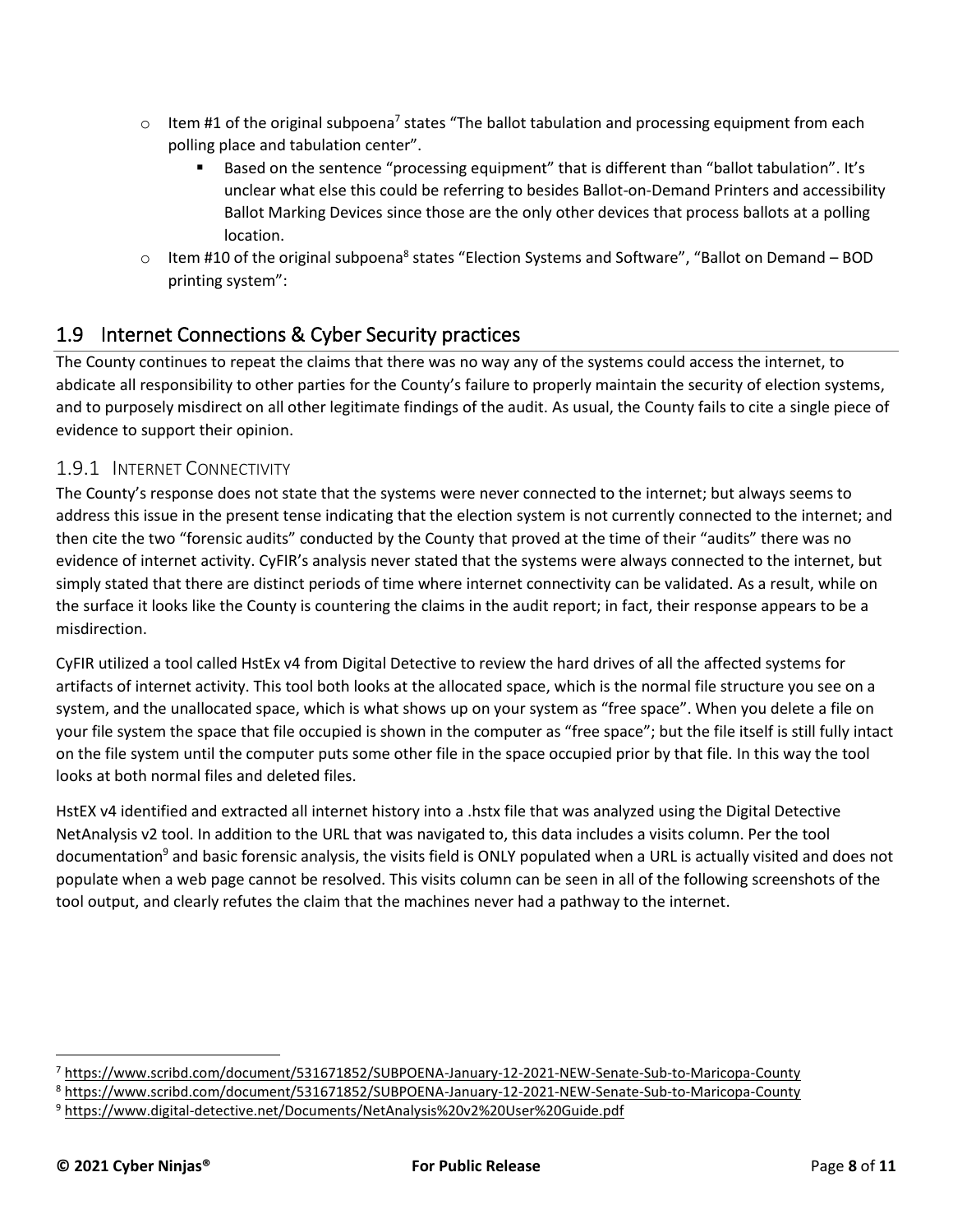- Item #1 of the original subpoena[7] states "The ballot tabulation and processing equipment from each polling place and tabulation center".
  - Based on the sentence "processing equipment" that is different than "ballot tabulation". It's unclear what else this could be referring to besides Ballot-on-Demand Printers and accessibility Ballot Marking Devices since those are the only other devices that process ballots at a polling location.
- Item #10 of the original subpoena[8] states "Election Systems and Software", "Ballot on Demand – BOD printing system":

## 1.9 Internet Connections & Cyber Security practices

The County continues to repeat the claims that there was no way any of the systems could access the internet, to abdicate all responsibility to other parties for the County's failure to properly maintain the security of election systems, and to purposely misdirect on all other legitimate findings of the audit. As usual, the County fails to cite a single piece of evidence to support their opinion.

### 1.9.1 Internet Connectivity

The County's response does not state that the systems were never connected to the internet; but always seems to address this issue in the present tense indicating that the election system is not currently connected to the internet; and then cite the two "forensic audits" conducted by the County that proved at the time of their "audits" there was no evidence of internet activity. CyFIR's analysis never stated that the systems were always connected to the internet, but simply stated that there are distinct periods of time where internet connectivity can be validated. As a result, while on the surface it looks like the County is countering the claims in the audit report; in fact, their response appears to be a misdirection.

CyFIR utilized a tool called HstEx v4 from Digital Detective to review the hard drives of all the affected systems for artifacts of internet activity. This tool both looks at the allocated space, which is the normal file structure you see on a system, and the unallocated space, which is what shows up on your system as "free space". When you delete a file on your file system the space that file occupied is shown in the computer as "free space"; but the file itself is still fully intact on the file system until the computer puts some other file in the space occupied prior by that file. In this way the tool looks at both normal files and deleted files.

HstEX v4 identified and extracted all internet history into a .hstx file that was analyzed using the Digital Detective NetAnalysis v2 tool. In addition to the URL that was navigated to, this data includes a visits column. Per the tool documentation[9] and basic forensic analysis, the visits field is ONLY populated when a URL is actually visited and does not populate when a web page cannot be resolved. This visits column can be seen in all of the following screenshots of the tool output, and clearly refutes the claim that the machines never had a pathway to the internet.

---

[7] https://www.scribd.com/document/531671852/SUBPOENA-January-12-2021-NEW-Senate-Sub-to-Maricopa-County

[8] https://www.scribd.com/document/531671852/SUBPOENA-January-12-2021-NEW-Senate-Sub-to-Maricopa-County

[9] https://www.digital-detective.net/Documents/NetAnalysis%20v2%20User%20Guide.pdf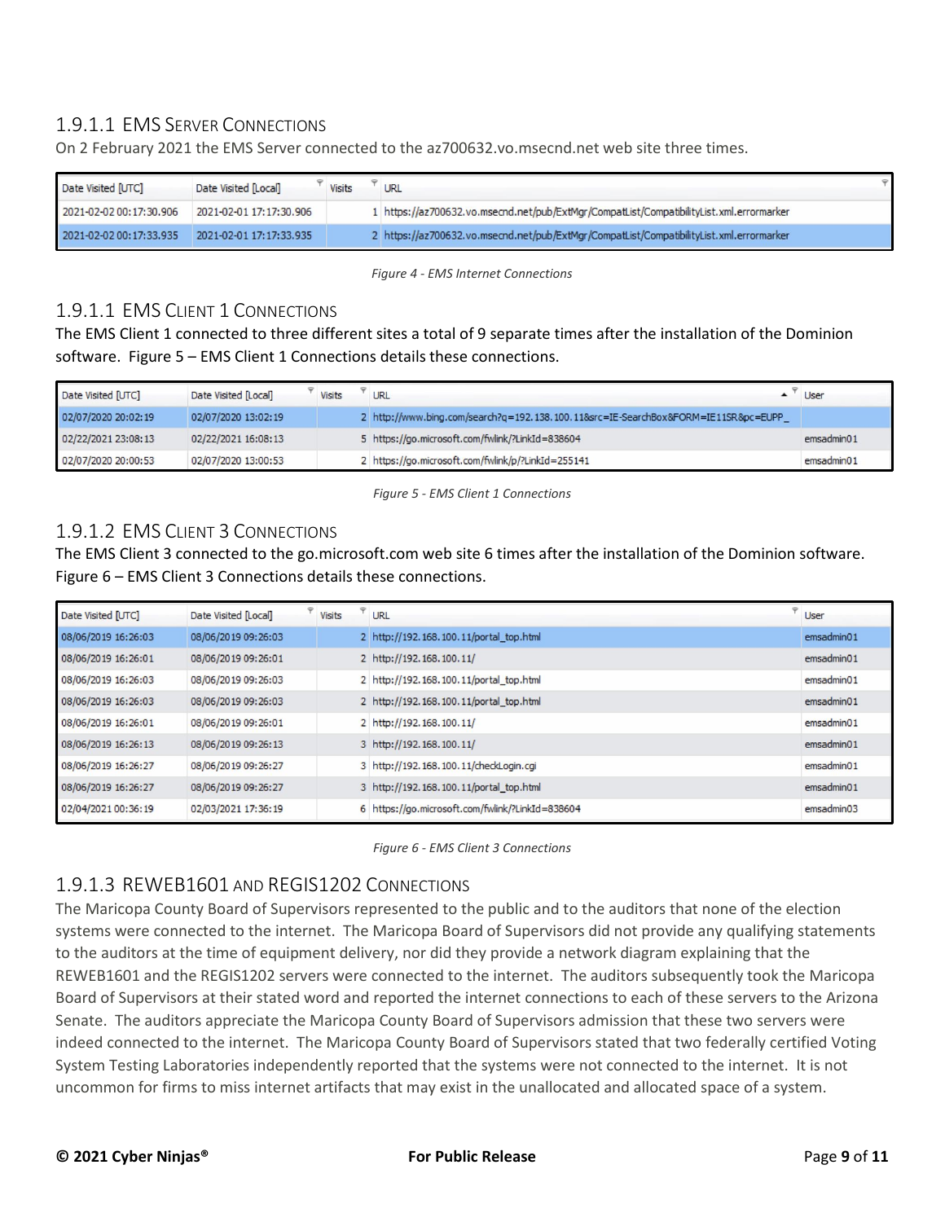### 1.9.1.1 EMS Server Connections

On 2 February 2021 the EMS Server connected to the az700632.vo.msecnd.net web site three times.

| Date Visited [UTC] | Date Visited [Local] | Visits | URL |
|---|---|---|---|
| 2021-02-02 00:17:30.906 | 2021-02-01 17:17:30.906 | 1 | https://az700632.vo.msecnd.net/pub/ExtMgr/CompatList/CompatibilityList.xml.errormarker |
| 2021-02-02 00:17:33.935 | 2021-02-01 17:17:33.935 | 2 | https://az700632.vo.msecnd.net/pub/ExtMgr/CompatList/CompatibilityList.xml.errormarker |

*Figure 4 - EMS Internet Connections*

### 1.9.1.1 EMS Client 1 Connections

The EMS Client 1 connected to three different sites a total of 9 separate times after the installation of the Dominion software. Figure 5 – EMS Client 1 Connections details these connections.

| Date Visited [UTC] | Date Visited [Local] | Visits | URL | User |
|---|---|---|---|---|
| 02/07/2020 20:02:19 | 02/07/2020 13:02:19 | 2 | http://www.bing.com/search?q=192.138.100.11&src=IE-SearchBox&FORM=IE11SR&pc=EUPP_ | |
| 02/22/2021 23:08:13 | 02/22/2021 16:08:13 | 5 | https://go.microsoft.com/fwlink/?LinkId=838604 | emsadmin01 |
| 02/07/2020 20:00:53 | 02/07/2020 13:00:53 | 2 | https://go.microsoft.com/fwlink/p/?LinkId=255141 | emsadmin01 |

*Figure 5 - EMS Client 1 Connections*

### 1.9.1.2 EMS Client 3 Connections

The EMS Client 3 connected to the go.microsoft.com web site 6 times after the installation of the Dominion software. Figure 6 – EMS Client 3 Connections details these connections.

| Date Visited [UTC] | Date Visited [Local] | Visits | URL | User |
|---|---|---|---|---|
| 08/06/2019 16:26:03 | 08/06/2019 09:26:03 | 2 | http://192.168.100.11/portal_top.html | emsadmin01 |
| 08/06/2019 16:26:01 | 08/06/2019 09:26:01 | 2 | http://192.168.100.11/ | emsadmin01 |
| 08/06/2019 16:26:03 | 08/06/2019 09:26:03 | 2 | http://192.168.100.11/portal_top.html | emsadmin01 |
| 08/06/2019 16:26:03 | 08/06/2019 09:26:03 | 2 | http://192.168.100.11/portal_top.html | emsadmin01 |
| 08/06/2019 16:26:01 | 08/06/2019 09:26:01 | 2 | http://192.168.100.11/ | emsadmin01 |
| 08/06/2019 16:26:13 | 08/06/2019 09:26:13 | 3 | http://192.168.100.11/ | emsadmin01 |
| 08/06/2019 16:26:27 | 08/06/2019 09:26:27 | 3 | http://192.168.100.11/checkLogin.cgi | emsadmin01 |
| 08/06/2019 16:26:27 | 08/06/2019 09:26:27 | 3 | http://192.168.100.11/portal_top.html | emsadmin01 |
| 02/04/2021 00:36:19 | 02/03/2021 17:36:19 | 6 | https://go.microsoft.com/fwlink/?LinkId=838604 | emsadmin03 |

*Figure 6 - EMS Client 3 Connections*

### 1.9.1.3 REWEB1601 and REGIS1202 Connections

The Maricopa County Board of Supervisors represented to the public and to the auditors that none of the election systems were connected to the internet. The Maricopa Board of Supervisors did not provide any qualifying statements to the auditors at the time of equipment delivery, nor did they provide a network diagram explaining that the REWEB1601 and the REGIS1202 servers were connected to the internet. The auditors subsequently took the Maricopa Board of Supervisors at their stated word and reported the internet connections to each of these servers to the Arizona Senate. The auditors appreciate the Maricopa County Board of Supervisors admission that these two servers were indeed connected to the internet. The Maricopa County Board of Supervisors stated that two federally certified Voting System Testing Laboratories independently reported that the systems were not connected to the internet. It is not uncommon for firms to miss internet artifacts that may exist in the unallocated and allocated space of a system.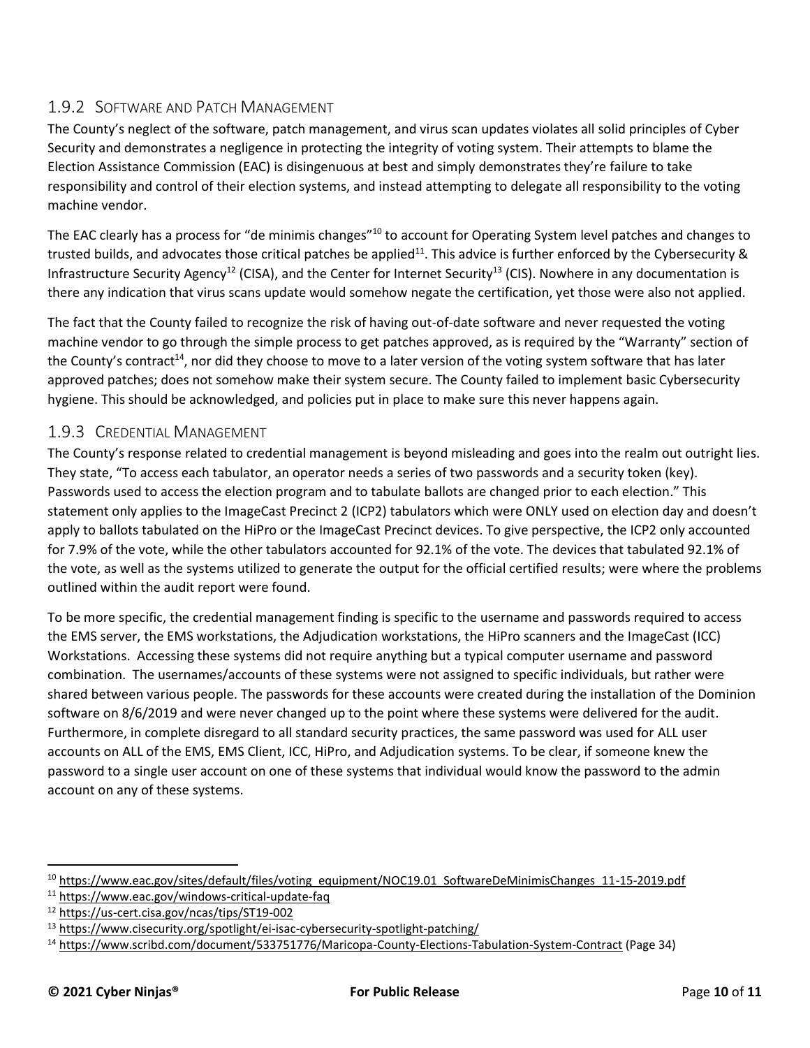### 1.9.2 Software and Patch Management

The County's neglect of the software, patch management, and virus scan updates violates all solid principles of Cyber Security and demonstrates a negligence in protecting the integrity of voting system. Their attempts to blame the Election Assistance Commission (EAC) is disingenuous at best and simply demonstrates they're failure to take responsibility and control of their election systems, and instead attempting to delegate all responsibility to the voting machine vendor.

The EAC clearly has a process for "de minimis changes"[10] to account for Operating System level patches and changes to trusted builds, and advocates those critical patches be applied[11]. This advice is further enforced by the Cybersecurity & Infrastructure Security Agency[12] (CISA), and the Center for Internet Security[13] (CIS). Nowhere in any documentation is there any indication that virus scans update would somehow negate the certification, yet those were also not applied.

The fact that the County failed to recognize the risk of having out-of-date software and never requested the voting machine vendor to go through the simple process to get patches approved, as is required by the "Warranty" section of the County's contract[14], nor did they choose to move to a later version of the voting system software that has later approved patches; does not somehow make their system secure. The County failed to implement basic Cybersecurity hygiene. This should be acknowledged, and policies put in place to make sure this never happens again.

### 1.9.3 Credential Management

The County's response related to credential management is beyond misleading and goes into the realm out outright lies. They state, "To access each tabulator, an operator needs a series of two passwords and a security token (key). Passwords used to access the election program and to tabulate ballots are changed prior to each election." This statement only applies to the ImageCast Precinct 2 (ICP2) tabulators which were ONLY used on election day and doesn't apply to ballots tabulated on the HiPro or the ImageCast Precinct devices. To give perspective, the ICP2 only accounted for 7.9% of the vote, while the other tabulators accounted for 92.1% of the vote. The devices that tabulated 92.1% of the vote, as well as the systems utilized to generate the output for the official certified results; were where the problems outlined within the audit report were found.

To be more specific, the credential management finding is specific to the username and passwords required to access the EMS server, the EMS workstations, the Adjudication workstations, the HiPro scanners and the ImageCast (ICC) Workstations. Accessing these systems did not require anything but a typical computer username and password combination. The usernames/accounts of these systems were not assigned to specific individuals, but rather were shared between various people. The passwords for these accounts were created during the installation of the Dominion software on 8/6/2019 and were never changed up to the point where these systems were delivered for the audit. Furthermore, in complete disregard to all standard security practices, the same password was used for ALL user accounts on ALL of the EMS, EMS Client, ICC, HiPro, and Adjudication systems. To be clear, if someone knew the password to a single user account on one of these systems that individual would know the password to the admin account on any of these systems.

---

[10] https://www.eac.gov/sites/default/files/voting_equipment/NOC19.01_SoftwareDeMinimisChanges_11-15-2019.pdf

[11] https://www.eac.gov/windows-critical-update-faq

[12] https://us-cert.cisa.gov/ncas/tips/ST19-002

[13] https://www.cisecurity.org/spotlight/ei-isac-cybersecurity-spotlight-patching/

[14] https://www.scribd.com/document/533751776/Maricopa-County-Elections-Tabulation-System-Contract (Page 34)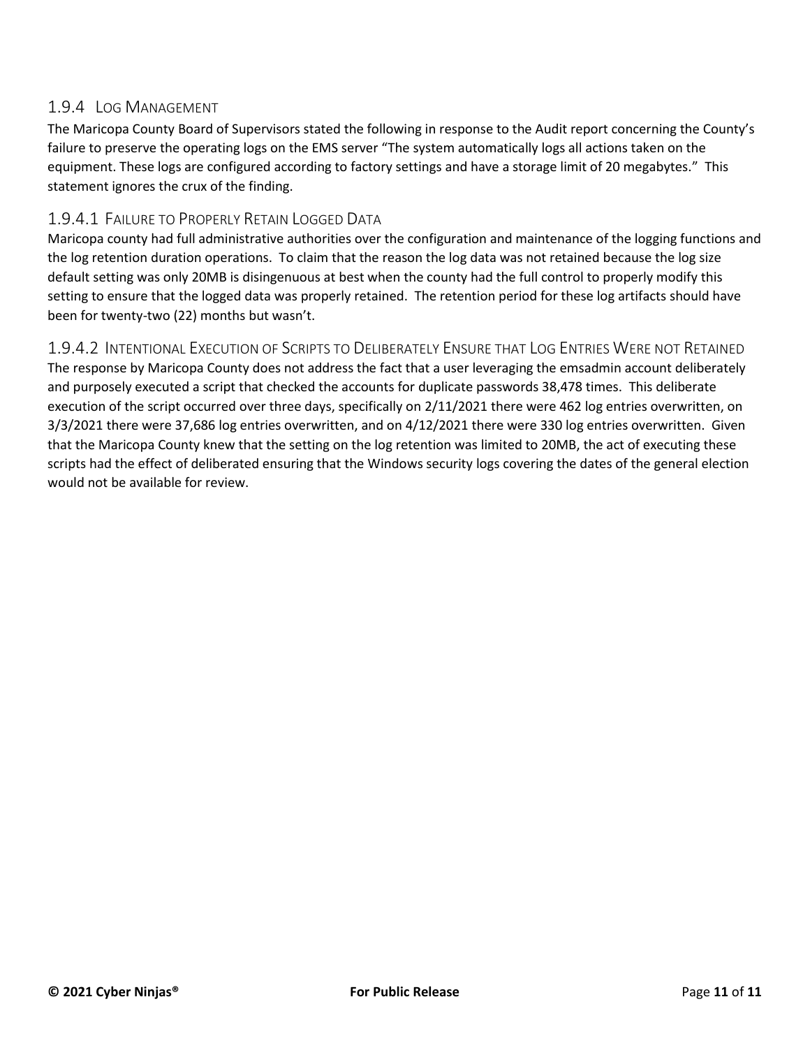### 1.9.4 Log Management

The Maricopa County Board of Supervisors stated the following in response to the Audit report concerning the County's failure to preserve the operating logs on the EMS server "The system automatically logs all actions taken on the equipment. These logs are configured according to factory settings and have a storage limit of 20 megabytes." This statement ignores the crux of the finding.

#### 1.9.4.1 Failure to Properly Retain Logged Data

Maricopa county had full administrative authorities over the configuration and maintenance of the logging functions and the log retention duration operations. To claim that the reason the log data was not retained because the log size default setting was only 20MB is disingenuous at best when the county had the full control to properly modify this setting to ensure that the logged data was properly retained. The retention period for these log artifacts should have been for twenty-two (22) months but wasn't.

#### 1.9.4.2 Intentional Execution of Scripts to Deliberately Ensure that Log Entries Were not Retained

The response by Maricopa County does not address the fact that a user leveraging the emsadmin account deliberately and purposely executed a script that checked the accounts for duplicate passwords 38,478 times. This deliberate execution of the script occurred over three days, specifically on 2/11/2021 there were 462 log entries overwritten, on 3/3/2021 there were 37,686 log entries overwritten, and on 4/12/2021 there were 330 log entries overwritten. Given that the Maricopa County knew that the setting on the log retention was limited to 20MB, the act of executing these scripts had the effect of deliberated ensuring that the Windows security logs covering the dates of the general election would not be available for review.